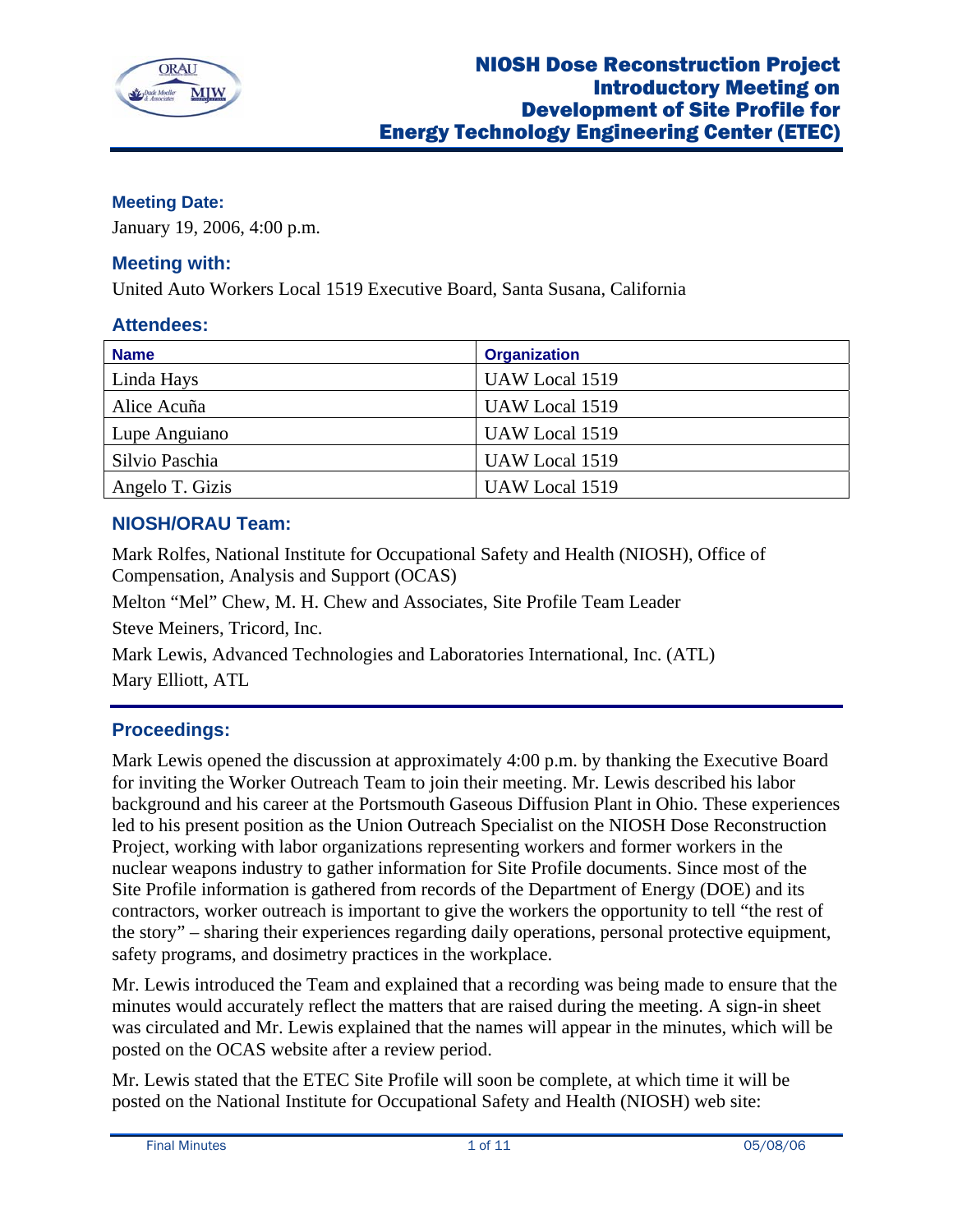# NIOSH Dose Reconstruction Project Introductory Meeting on Development of Site Profile for Energy Technology Engineering Center (ETEC)

### Meeting Date:

January 19, 2006, 4:00 p.m.

### Meeting with:

United Auto Workers Local 1519 Executive Board, Santa Susana, California

### Attendees:

| Name | Organization |
|---|---|
| Linda Hays | UAW Local 1519 |
| Alice Acuña | UAW Local 1519 |
| Lupe Anguiano | UAW Local 1519 |
| Silvio Paschia | UAW Local 1519 |
| Angelo T. Gizis | UAW Local 1519 |

### NIOSH/ORAU Team:

Mark Rolfes, National Institute for Occupational Safety and Health (NIOSH), Office of Compensation, Analysis and Support (OCAS)

Melton "Mel" Chew, M. H. Chew and Associates, Site Profile Team Leader

Steve Meiners, Tricord, Inc.

Mark Lewis, Advanced Technologies and Laboratories International, Inc. (ATL)

Mary Elliott, ATL

### Proceedings:

Mark Lewis opened the discussion at approximately 4:00 p.m. by thanking the Executive Board for inviting the Worker Outreach Team to join their meeting. Mr. Lewis described his labor background and his career at the Portsmouth Gaseous Diffusion Plant in Ohio. These experiences led to his present position as the Union Outreach Specialist on the NIOSH Dose Reconstruction Project, working with labor organizations representing workers and former workers in the nuclear weapons industry to gather information for Site Profile documents. Since most of the Site Profile information is gathered from records of the Department of Energy (DOE) and its contractors, worker outreach is important to give the workers the opportunity to tell "the rest of the story" – sharing their experiences regarding daily operations, personal protective equipment, safety programs, and dosimetry practices in the workplace.

Mr. Lewis introduced the Team and explained that a recording was being made to ensure that the minutes would accurately reflect the matters that are raised during the meeting. A sign-in sheet was circulated and Mr. Lewis explained that the names will appear in the minutes, which will be posted on the OCAS website after a review period.

Mr. Lewis stated that the ETEC Site Profile will soon be complete, at which time it will be posted on the National Institute for Occupational Safety and Health (NIOSH) web site: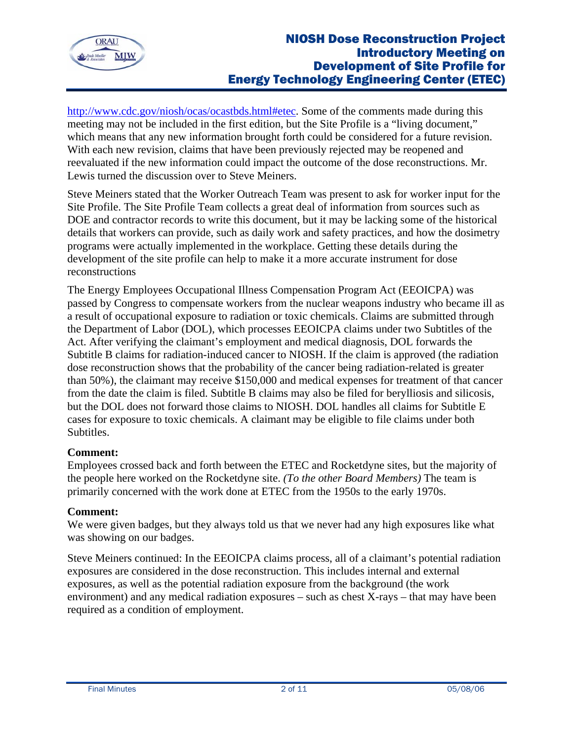http://www.cdc.gov/niosh/ocas/ocastbds.html#etec. Some of the comments made during this meeting may not be included in the first edition, but the Site Profile is a "living document," which means that any new information brought forth could be considered for a future revision. With each new revision, claims that have been previously rejected may be reopened and reevaluated if the new information could impact the outcome of the dose reconstructions. Mr. Lewis turned the discussion over to Steve Meiners.

Steve Meiners stated that the Worker Outreach Team was present to ask for worker input for the Site Profile. The Site Profile Team collects a great deal of information from sources such as DOE and contractor records to write this document, but it may be lacking some of the historical details that workers can provide, such as daily work and safety practices, and how the dosimetry programs were actually implemented in the workplace. Getting these details during the development of the site profile can help to make it a more accurate instrument for dose reconstructions

The Energy Employees Occupational Illness Compensation Program Act (EEOICPA) was passed by Congress to compensate workers from the nuclear weapons industry who became ill as a result of occupational exposure to radiation or toxic chemicals. Claims are submitted through the Department of Labor (DOL), which processes EEOICPA claims under two Subtitles of the Act. After verifying the claimant's employment and medical diagnosis, DOL forwards the Subtitle B claims for radiation-induced cancer to NIOSH. If the claim is approved (the radiation dose reconstruction shows that the probability of the cancer being radiation-related is greater than 50%), the claimant may receive $150,000 and medical expenses for treatment of that cancer from the date the claim is filed. Subtitle B claims may also be filed for berylliosis and silicosis, but the DOL does not forward those claims to NIOSH. DOL handles all claims for Subtitle E cases for exposure to toxic chemicals. A claimant may be eligible to file claims under both Subtitles.

**Comment:**
Employees crossed back and forth between the ETEC and Rocketdyne sites, but the majority of the people here worked on the Rocketdyne site. *(To the other Board Members)* The team is primarily concerned with the work done at ETEC from the 1950s to the early 1970s.

**Comment:**
We were given badges, but they always told us that we never had any high exposures like what was showing on our badges.

Steve Meiners continued: In the EEOICPA claims process, all of a claimant's potential radiation exposures are considered in the dose reconstruction. This includes internal and external exposures, as well as the potential radiation exposure from the background (the work environment) and any medical radiation exposures – such as chest X-rays – that may have been required as a condition of employment.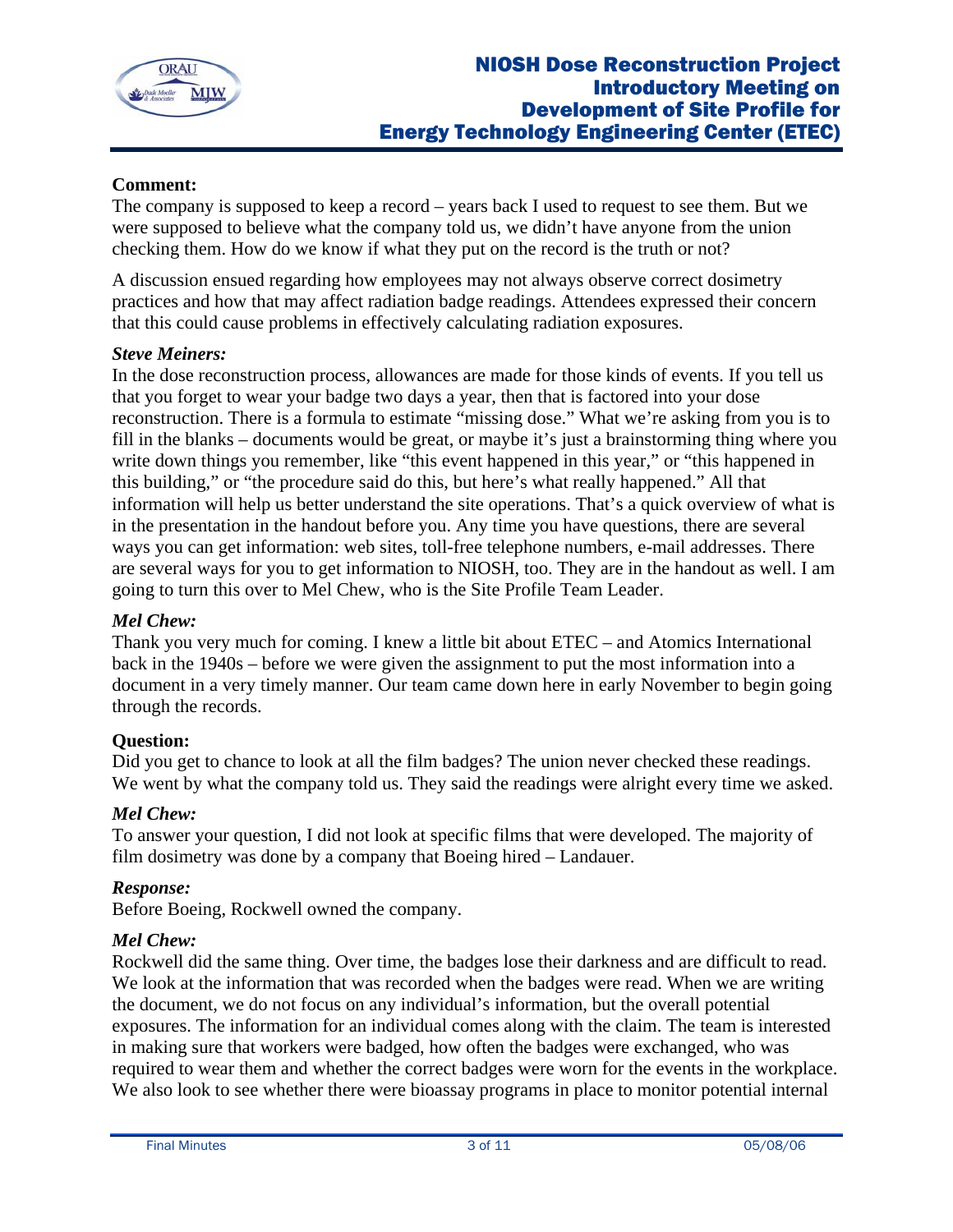**Comment:**

The company is supposed to keep a record – years back I used to request to see them. But we were supposed to believe what the company told us, we didn't have anyone from the union checking them. How do we know if what they put on the record is the truth or not?

A discussion ensued regarding how employees may not always observe correct dosimetry practices and how that may affect radiation badge readings. Attendees expressed their concern that this could cause problems in effectively calculating radiation exposures.

***Steve Meiners:***

In the dose reconstruction process, allowances are made for those kinds of events. If you tell us that you forget to wear your badge two days a year, then that is factored into your dose reconstruction. There is a formula to estimate "missing dose." What we're asking from you is to fill in the blanks – documents would be great, or maybe it's just a brainstorming thing where you write down things you remember, like "this event happened in this year," or "this happened in this building," or "the procedure said do this, but here's what really happened." All that information will help us better understand the site operations. That's a quick overview of what is in the presentation in the handout before you. Any time you have questions, there are several ways you can get information: web sites, toll-free telephone numbers, e-mail addresses. There are several ways for you to get information to NIOSH, too. They are in the handout as well. I am going to turn this over to Mel Chew, who is the Site Profile Team Leader.

***Mel Chew:***

Thank you very much for coming. I knew a little bit about ETEC – and Atomics International back in the 1940s – before we were given the assignment to put the most information into a document in a very timely manner. Our team came down here in early November to begin going through the records.

**Question:**

Did you get to chance to look at all the film badges? The union never checked these readings. We went by what the company told us. They said the readings were alright every time we asked.

***Mel Chew:***

To answer your question, I did not look at specific films that were developed. The majority of film dosimetry was done by a company that Boeing hired – Landauer.

***Response:***

Before Boeing, Rockwell owned the company.

***Mel Chew:***

Rockwell did the same thing. Over time, the badges lose their darkness and are difficult to read. We look at the information that was recorded when the badges were read. When we are writing the document, we do not focus on any individual's information, but the overall potential exposures. The information for an individual comes along with the claim. The team is interested in making sure that workers were badged, how often the badges were exchanged, who was required to wear them and whether the correct badges were worn for the events in the workplace. We also look to see whether there were bioassay programs in place to monitor potential internal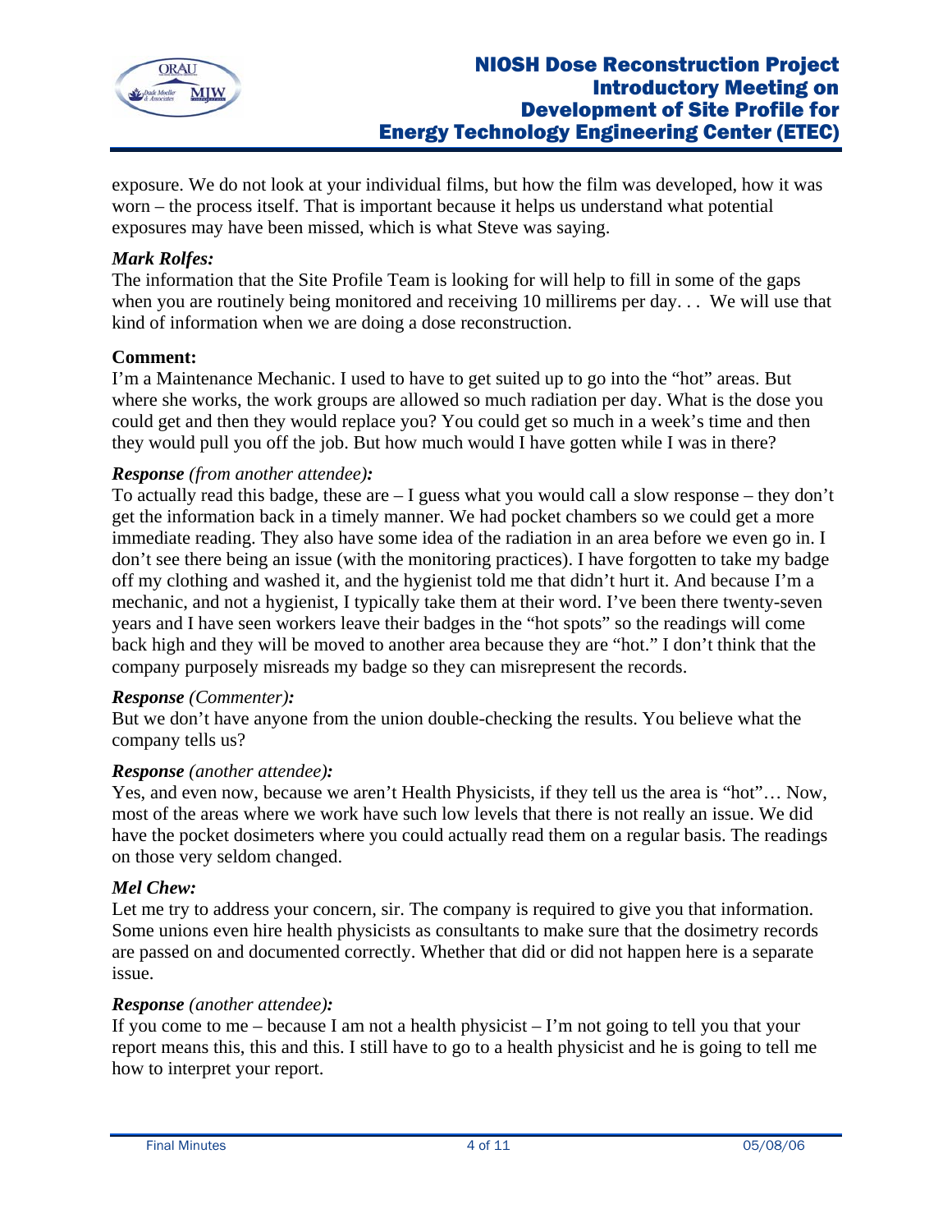exposure. We do not look at your individual films, but how the film was developed, how it was worn – the process itself. That is important because it helps us understand what potential exposures may have been missed, which is what Steve was saying.

***Mark Rolfes:***
The information that the Site Profile Team is looking for will help to fill in some of the gaps when you are routinely being monitored and receiving 10 millirems per day. . . We will use that kind of information when we are doing a dose reconstruction.

**Comment:**
I'm a Maintenance Mechanic. I used to have to get suited up to go into the "hot" areas. But where she works, the work groups are allowed so much radiation per day. What is the dose you could get and then they would replace you? You could get so much in a week's time and then they would pull you off the job. But how much would I have gotten while I was in there?

***Response** (from another attendee)**:***
To actually read this badge, these are – I guess what you would call a slow response – they don't get the information back in a timely manner. We had pocket chambers so we could get a more immediate reading. They also have some idea of the radiation in an area before we even go in. I don't see there being an issue (with the monitoring practices). I have forgotten to take my badge off my clothing and washed it, and the hygienist told me that didn't hurt it. And because I'm a mechanic, and not a hygienist, I typically take them at their word. I've been there twenty-seven years and I have seen workers leave their badges in the "hot spots" so the readings will come back high and they will be moved to another area because they are "hot." I don't think that the company purposely misreads my badge so they can misrepresent the records.

***Response** (Commenter)**:***
But we don't have anyone from the union double-checking the results. You believe what the company tells us?

***Response** (another attendee)**:***
Yes, and even now, because we aren't Health Physicists, if they tell us the area is "hot"… Now, most of the areas where we work have such low levels that there is not really an issue. We did have the pocket dosimeters where you could actually read them on a regular basis. The readings on those very seldom changed.

***Mel Chew:***
Let me try to address your concern, sir. The company is required to give you that information. Some unions even hire health physicists as consultants to make sure that the dosimetry records are passed on and documented correctly. Whether that did or did not happen here is a separate issue.

***Response** (another attendee)**:***
If you come to me – because I am not a health physicist – I'm not going to tell you that your report means this, this and this. I still have to go to a health physicist and he is going to tell me how to interpret your report.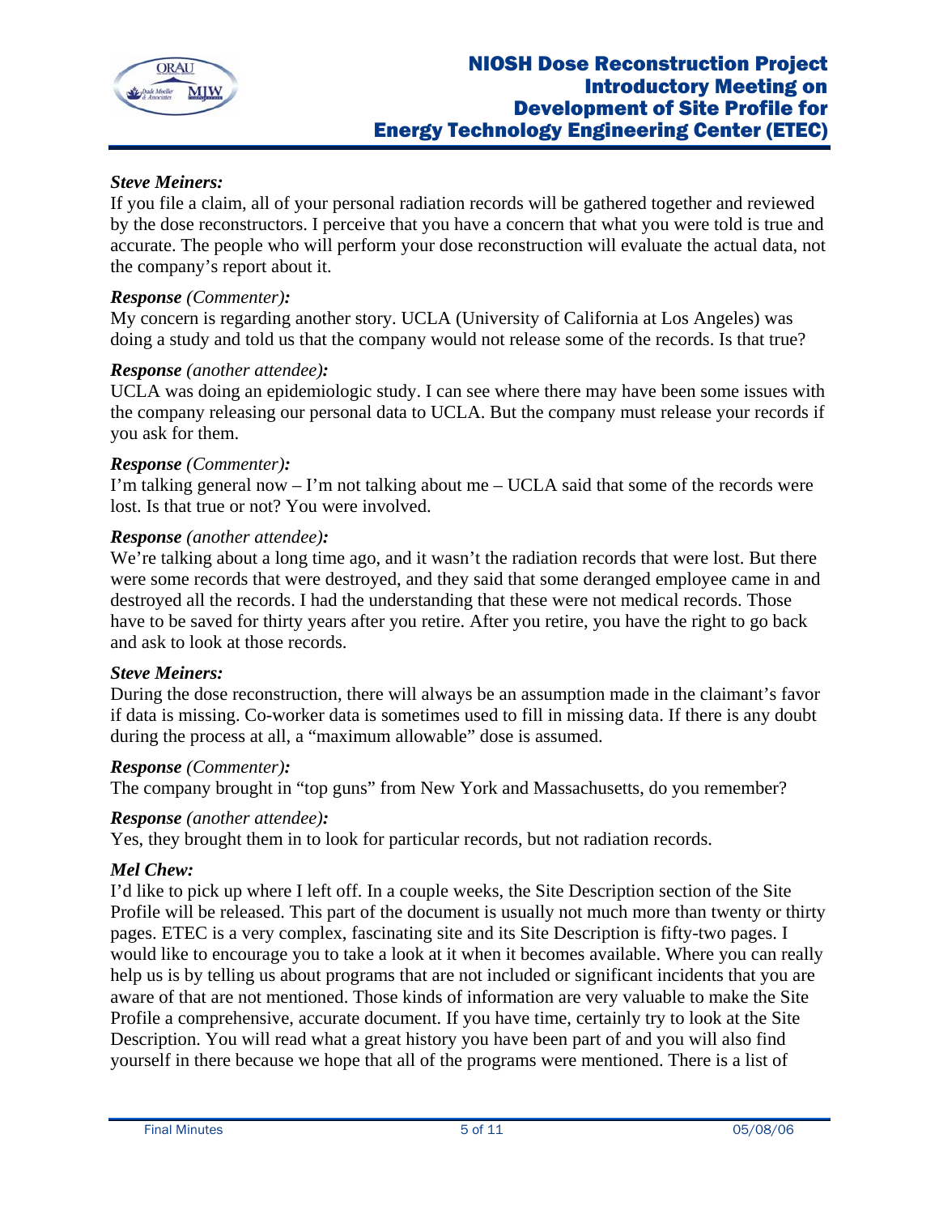***Steve Meiners:***
If you file a claim, all of your personal radiation records will be gathered together and reviewed by the dose reconstructors. I perceive that you have a concern that what you were told is true and accurate. The people who will perform your dose reconstruction will evaluate the actual data, not the company's report about it.

***Response** (Commenter)**:***
My concern is regarding another story. UCLA (University of California at Los Angeles) was doing a study and told us that the company would not release some of the records. Is that true?

***Response** (another attendee)**:***
UCLA was doing an epidemiologic study. I can see where there may have been some issues with the company releasing our personal data to UCLA. But the company must release your records if you ask for them.

***Response** (Commenter)**:***
I'm talking general now – I'm not talking about me – UCLA said that some of the records were lost. Is that true or not? You were involved.

***Response** (another attendee)**:***
We're talking about a long time ago, and it wasn't the radiation records that were lost. But there were some records that were destroyed, and they said that some deranged employee came in and destroyed all the records. I had the understanding that these were not medical records. Those have to be saved for thirty years after you retire. After you retire, you have the right to go back and ask to look at those records.

***Steve Meiners:***
During the dose reconstruction, there will always be an assumption made in the claimant's favor if data is missing. Co-worker data is sometimes used to fill in missing data. If there is any doubt during the process at all, a "maximum allowable" dose is assumed.

***Response** (Commenter)**:***
The company brought in "top guns" from New York and Massachusetts, do you remember?

***Response** (another attendee)**:***
Yes, they brought them in to look for particular records, but not radiation records.

***Mel Chew:***
I'd like to pick up where I left off. In a couple weeks, the Site Description section of the Site Profile will be released. This part of the document is usually not much more than twenty or thirty pages. ETEC is a very complex, fascinating site and its Site Description is fifty-two pages. I would like to encourage you to take a look at it when it becomes available. Where you can really help us is by telling us about programs that are not included or significant incidents that you are aware of that are not mentioned. Those kinds of information are very valuable to make the Site Profile a comprehensive, accurate document. If you have time, certainly try to look at the Site Description. You will read what a great history you have been part of and you will also find yourself in there because we hope that all of the programs were mentioned. There is a list of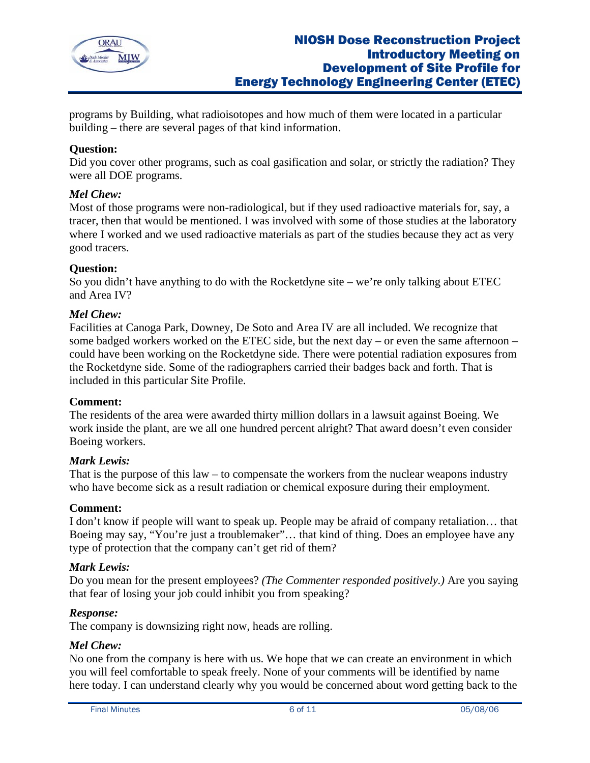programs by Building, what radioisotopes and how much of them were located in a particular building – there are several pages of that kind information.

**Question:**
Did you cover other programs, such as coal gasification and solar, or strictly the radiation? They were all DOE programs.

***Mel Chew:***
Most of those programs were non-radiological, but if they used radioactive materials for, say, a tracer, then that would be mentioned. I was involved with some of those studies at the laboratory where I worked and we used radioactive materials as part of the studies because they act as very good tracers.

**Question:**
So you didn't have anything to do with the Rocketdyne site – we're only talking about ETEC and Area IV?

***Mel Chew:***
Facilities at Canoga Park, Downey, De Soto and Area IV are all included. We recognize that some badged workers worked on the ETEC side, but the next day – or even the same afternoon – could have been working on the Rocketdyne side. There were potential radiation exposures from the Rocketdyne side. Some of the radiographers carried their badges back and forth. That is included in this particular Site Profile.

**Comment:**
The residents of the area were awarded thirty million dollars in a lawsuit against Boeing. We work inside the plant, are we all one hundred percent alright? That award doesn't even consider Boeing workers.

***Mark Lewis:***
That is the purpose of this law – to compensate the workers from the nuclear weapons industry who have become sick as a result radiation or chemical exposure during their employment.

**Comment:**
I don't know if people will want to speak up. People may be afraid of company retaliation… that Boeing may say, "You're just a troublemaker"… that kind of thing. Does an employee have any type of protection that the company can't get rid of them?

***Mark Lewis:***
Do you mean for the present employees? *(The Commenter responded positively.)* Are you saying that fear of losing your job could inhibit you from speaking?

***Response:***
The company is downsizing right now, heads are rolling.

***Mel Chew:***
No one from the company is here with us. We hope that we can create an environment in which you will feel comfortable to speak freely. None of your comments will be identified by name here today. I can understand clearly why you would be concerned about word getting back to the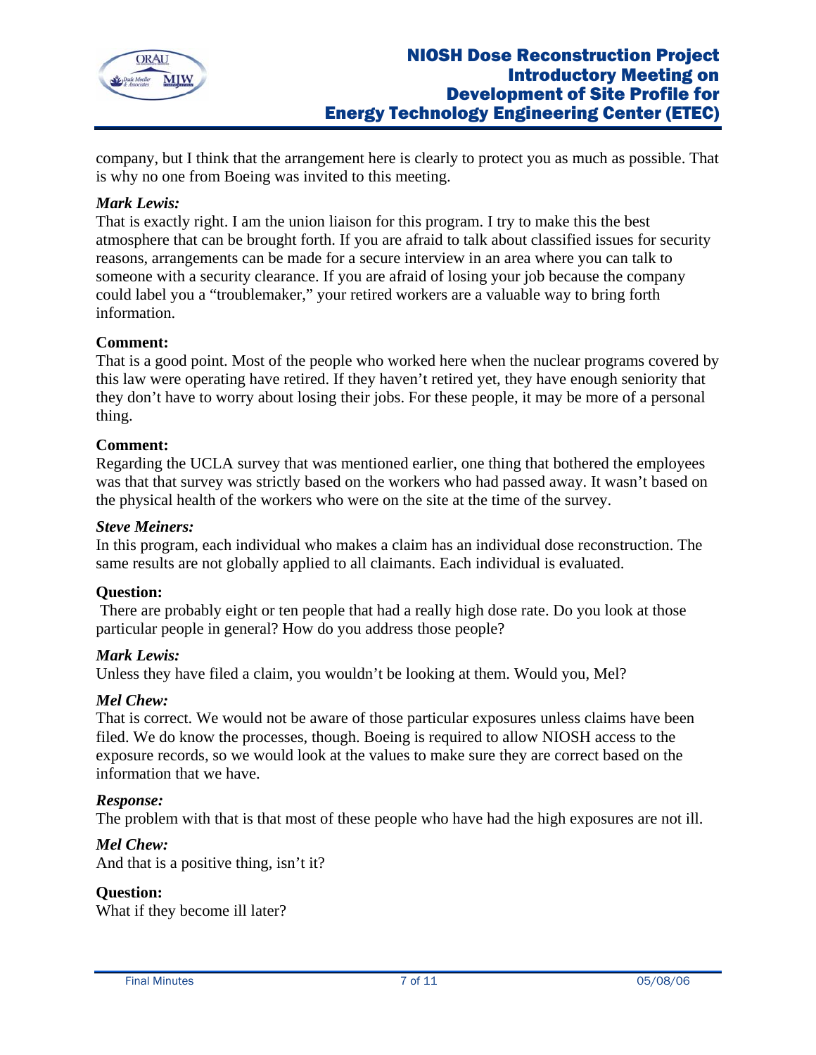company, but I think that the arrangement here is clearly to protect you as much as possible. That is why no one from Boeing was invited to this meeting.

***Mark Lewis:***
That is exactly right. I am the union liaison for this program. I try to make this the best atmosphere that can be brought forth. If you are afraid to talk about classified issues for security reasons, arrangements can be made for a secure interview in an area where you can talk to someone with a security clearance. If you are afraid of losing your job because the company could label you a "troublemaker," your retired workers are a valuable way to bring forth information.

**Comment:**
That is a good point. Most of the people who worked here when the nuclear programs covered by this law were operating have retired. If they haven't retired yet, they have enough seniority that they don't have to worry about losing their jobs. For these people, it may be more of a personal thing.

**Comment:**
Regarding the UCLA survey that was mentioned earlier, one thing that bothered the employees was that that survey was strictly based on the workers who had passed away. It wasn't based on the physical health of the workers who were on the site at the time of the survey.

***Steve Meiners:***
In this program, each individual who makes a claim has an individual dose reconstruction. The same results are not globally applied to all claimants. Each individual is evaluated.

**Question:**
There are probably eight or ten people that had a really high dose rate. Do you look at those particular people in general? How do you address those people?

***Mark Lewis:***
Unless they have filed a claim, you wouldn't be looking at them. Would you, Mel?

***Mel Chew:***
That is correct. We would not be aware of those particular exposures unless claims have been filed. We do know the processes, though. Boeing is required to allow NIOSH access to the exposure records, so we would look at the values to make sure they are correct based on the information that we have.

***Response:***
The problem with that is that most of these people who have had the high exposures are not ill.

***Mel Chew:***
And that is a positive thing, isn't it?

**Question:**
What if they become ill later?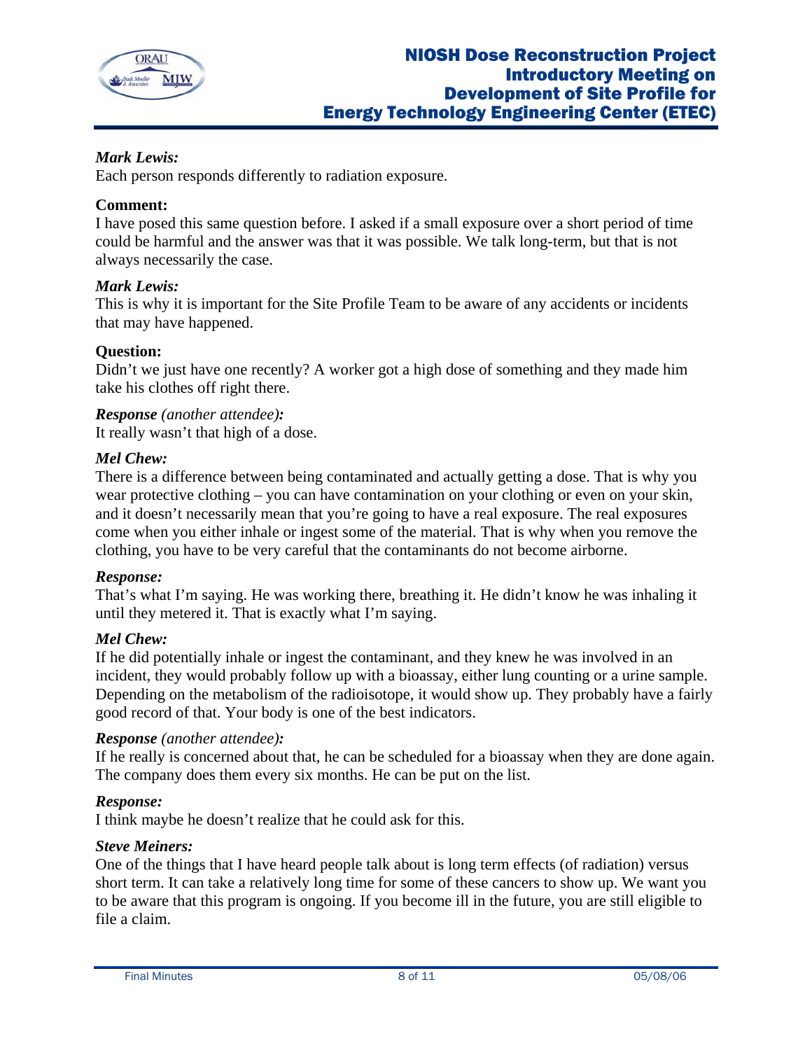***Mark Lewis:***
Each person responds differently to radiation exposure.

**Comment:**
I have posed this same question before. I asked if a small exposure over a short period of time could be harmful and the answer was that it was possible. We talk long-term, but that is not always necessarily the case.

***Mark Lewis:***
This is why it is important for the Site Profile Team to be aware of any accidents or incidents that may have happened.

**Question:**
Didn't we just have one recently? A worker got a high dose of something and they made him take his clothes off right there.

***Response*** *(another attendee)**:***
It really wasn't that high of a dose.

***Mel Chew:***
There is a difference between being contaminated and actually getting a dose. That is why you wear protective clothing – you can have contamination on your clothing or even on your skin, and it doesn't necessarily mean that you're going to have a real exposure. The real exposures come when you either inhale or ingest some of the material. That is why when you remove the clothing, you have to be very careful that the contaminants do not become airborne.

***Response:***
That's what I'm saying. He was working there, breathing it. He didn't know he was inhaling it until they metered it. That is exactly what I'm saying.

***Mel Chew:***
If he did potentially inhale or ingest the contaminant, and they knew he was involved in an incident, they would probably follow up with a bioassay, either lung counting or a urine sample. Depending on the metabolism of the radioisotope, it would show up. They probably have a fairly good record of that. Your body is one of the best indicators.

***Response*** *(another attendee)**:***
If he really is concerned about that, he can be scheduled for a bioassay when they are done again. The company does them every six months. He can be put on the list.

***Response:***
I think maybe he doesn't realize that he could ask for this.

***Steve Meiners:***
One of the things that I have heard people talk about is long term effects (of radiation) versus short term. It can take a relatively long time for some of these cancers to show up. We want you to be aware that this program is ongoing. If you become ill in the future, you are still eligible to file a claim.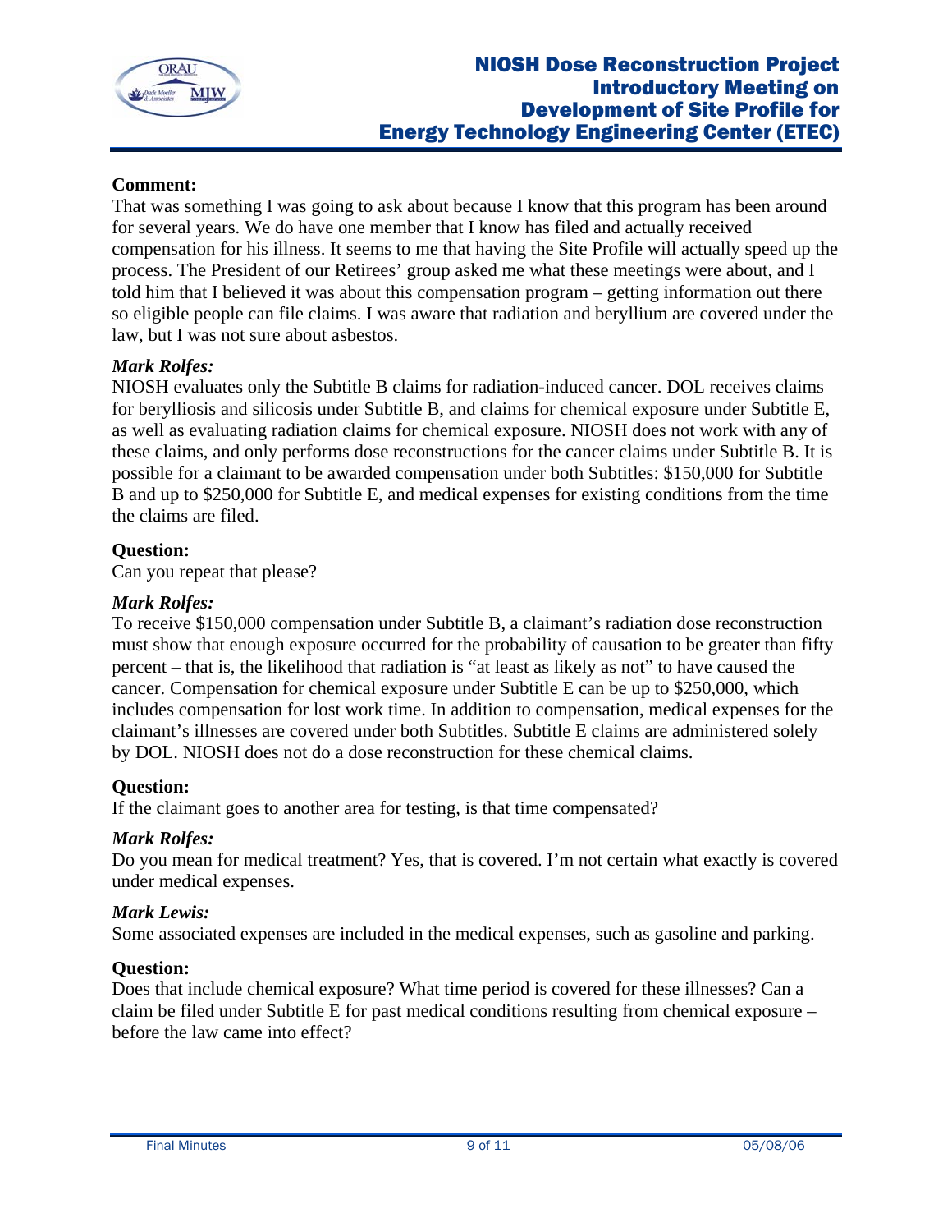**Comment:**
That was something I was going to ask about because I know that this program has been around for several years. We do have one member that I know has filed and actually received compensation for his illness. It seems to me that having the Site Profile will actually speed up the process. The President of our Retirees' group asked me what these meetings were about, and I told him that I believed it was about this compensation program – getting information out there so eligible people can file claims. I was aware that radiation and beryllium are covered under the law, but I was not sure about asbestos.

***Mark Rolfes:***
NIOSH evaluates only the Subtitle B claims for radiation-induced cancer. DOL receives claims for berylliosis and silicosis under Subtitle B, and claims for chemical exposure under Subtitle E, as well as evaluating radiation claims for chemical exposure. NIOSH does not work with any of these claims, and only performs dose reconstructions for the cancer claims under Subtitle B. It is possible for a claimant to be awarded compensation under both Subtitles: $150,000 for Subtitle B and up to $250,000 for Subtitle E, and medical expenses for existing conditions from the time the claims are filed.

**Question:**
Can you repeat that please?

***Mark Rolfes:***
To receive $150,000 compensation under Subtitle B, a claimant's radiation dose reconstruction must show that enough exposure occurred for the probability of causation to be greater than fifty percent – that is, the likelihood that radiation is "at least as likely as not" to have caused the cancer. Compensation for chemical exposure under Subtitle E can be up to $250,000, which includes compensation for lost work time. In addition to compensation, medical expenses for the claimant's illnesses are covered under both Subtitles. Subtitle E claims are administered solely by DOL. NIOSH does not do a dose reconstruction for these chemical claims.

**Question:**
If the claimant goes to another area for testing, is that time compensated?

***Mark Rolfes:***
Do you mean for medical treatment? Yes, that is covered. I'm not certain what exactly is covered under medical expenses.

***Mark Lewis:***
Some associated expenses are included in the medical expenses, such as gasoline and parking.

**Question:**
Does that include chemical exposure? What time period is covered for these illnesses? Can a claim be filed under Subtitle E for past medical conditions resulting from chemical exposure – before the law came into effect?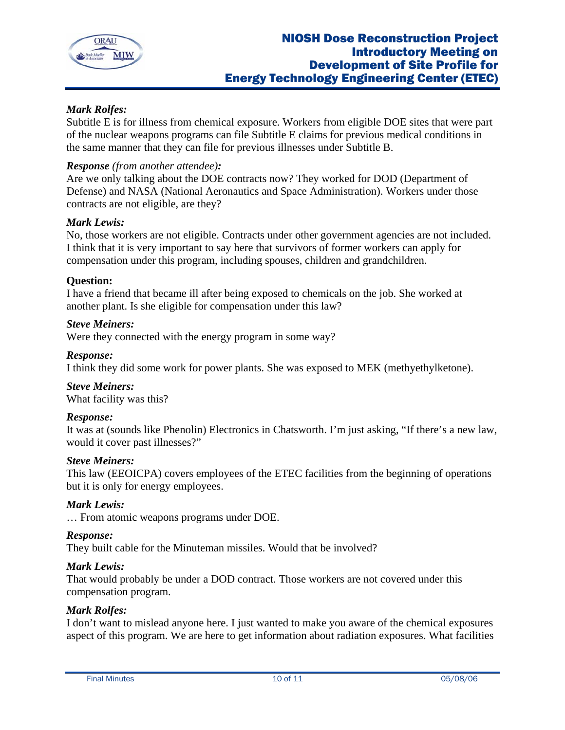***Mark Rolfes:***
Subtitle E is for illness from chemical exposure. Workers from eligible DOE sites that were part of the nuclear weapons programs can file Subtitle E claims for previous medical conditions in the same manner that they can file for previous illnesses under Subtitle B.

***Response** (from another attendee)**:***
Are we only talking about the DOE contracts now? They worked for DOD (Department of Defense) and NASA (National Aeronautics and Space Administration). Workers under those contracts are not eligible, are they?

***Mark Lewis:***
No, those workers are not eligible. Contracts under other government agencies are not included. I think that it is very important to say here that survivors of former workers can apply for compensation under this program, including spouses, children and grandchildren.

**Question:**
I have a friend that became ill after being exposed to chemicals on the job. She worked at another plant. Is she eligible for compensation under this law?

***Steve Meiners:***
Were they connected with the energy program in some way?

***Response:***
I think they did some work for power plants. She was exposed to MEK (methyethylketone).

***Steve Meiners:***
What facility was this?

***Response:***
It was at (sounds like Phenolin) Electronics in Chatsworth. I'm just asking, "If there's a new law, would it cover past illnesses?"

***Steve Meiners:***
This law (EEOICPA) covers employees of the ETEC facilities from the beginning of operations but it is only for energy employees.

***Mark Lewis:***
… From atomic weapons programs under DOE.

***Response:***
They built cable for the Minuteman missiles. Would that be involved?

***Mark Lewis:***
That would probably be under a DOD contract. Those workers are not covered under this compensation program.

***Mark Rolfes:***
I don't want to mislead anyone here. I just wanted to make you aware of the chemical exposures aspect of this program. We are here to get information about radiation exposures. What facilities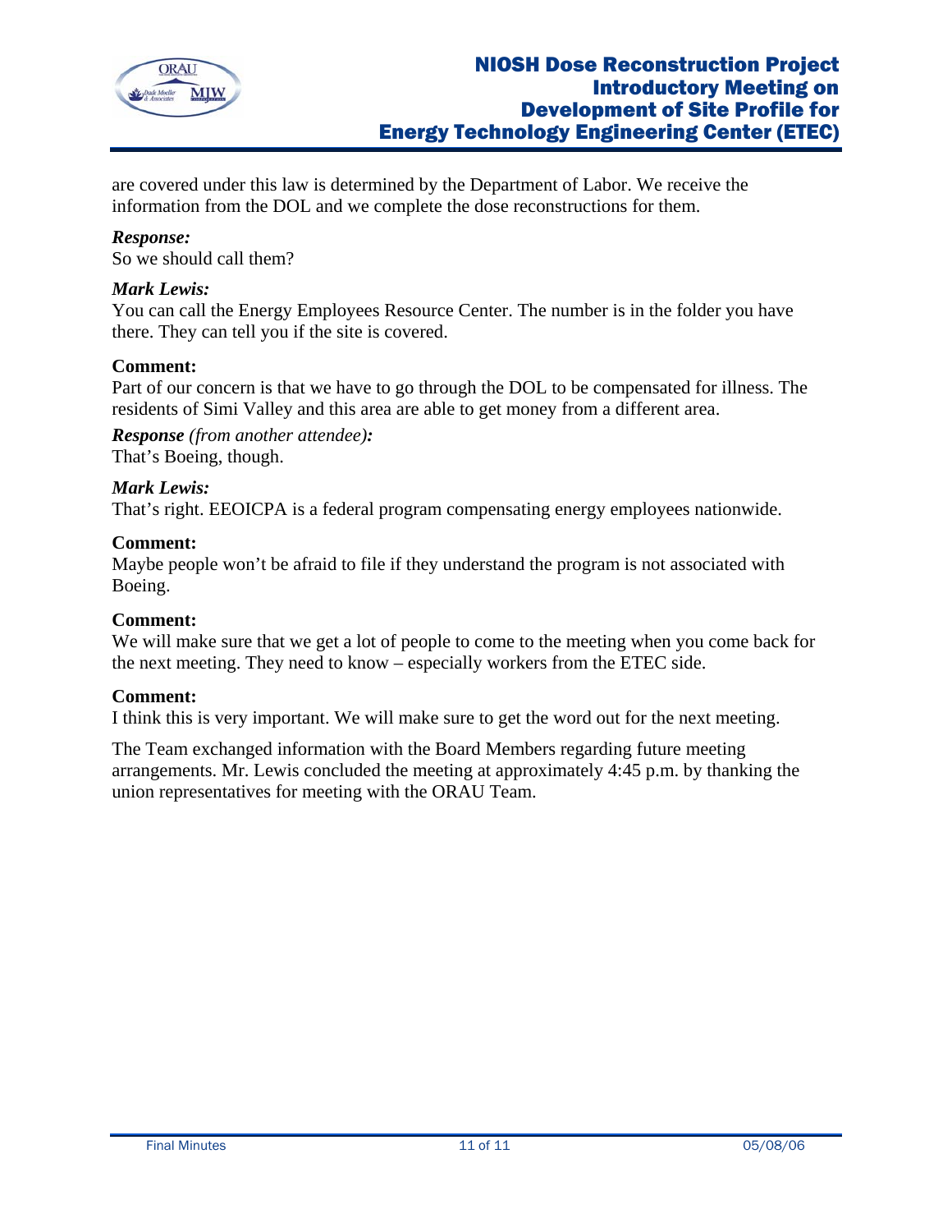are covered under this law is determined by the Department of Labor. We receive the information from the DOL and we complete the dose reconstructions for them.

***Response:***
So we should call them?

***Mark Lewis:***
You can call the Energy Employees Resource Center. The number is in the folder you have there. They can tell you if the site is covered.

**Comment:**
Part of our concern is that we have to go through the DOL to be compensated for illness. The residents of Simi Valley and this area are able to get money from a different area.

***Response** (from another attendee)**:***
That's Boeing, though.

***Mark Lewis:***
That's right. EEOICPA is a federal program compensating energy employees nationwide.

**Comment:**
Maybe people won't be afraid to file if they understand the program is not associated with Boeing.

**Comment:**
We will make sure that we get a lot of people to come to the meeting when you come back for the next meeting. They need to know – especially workers from the ETEC side.

**Comment:**
I think this is very important. We will make sure to get the word out for the next meeting.

The Team exchanged information with the Board Members regarding future meeting arrangements. Mr. Lewis concluded the meeting at approximately 4:45 p.m. by thanking the union representatives for meeting with the ORAU Team.